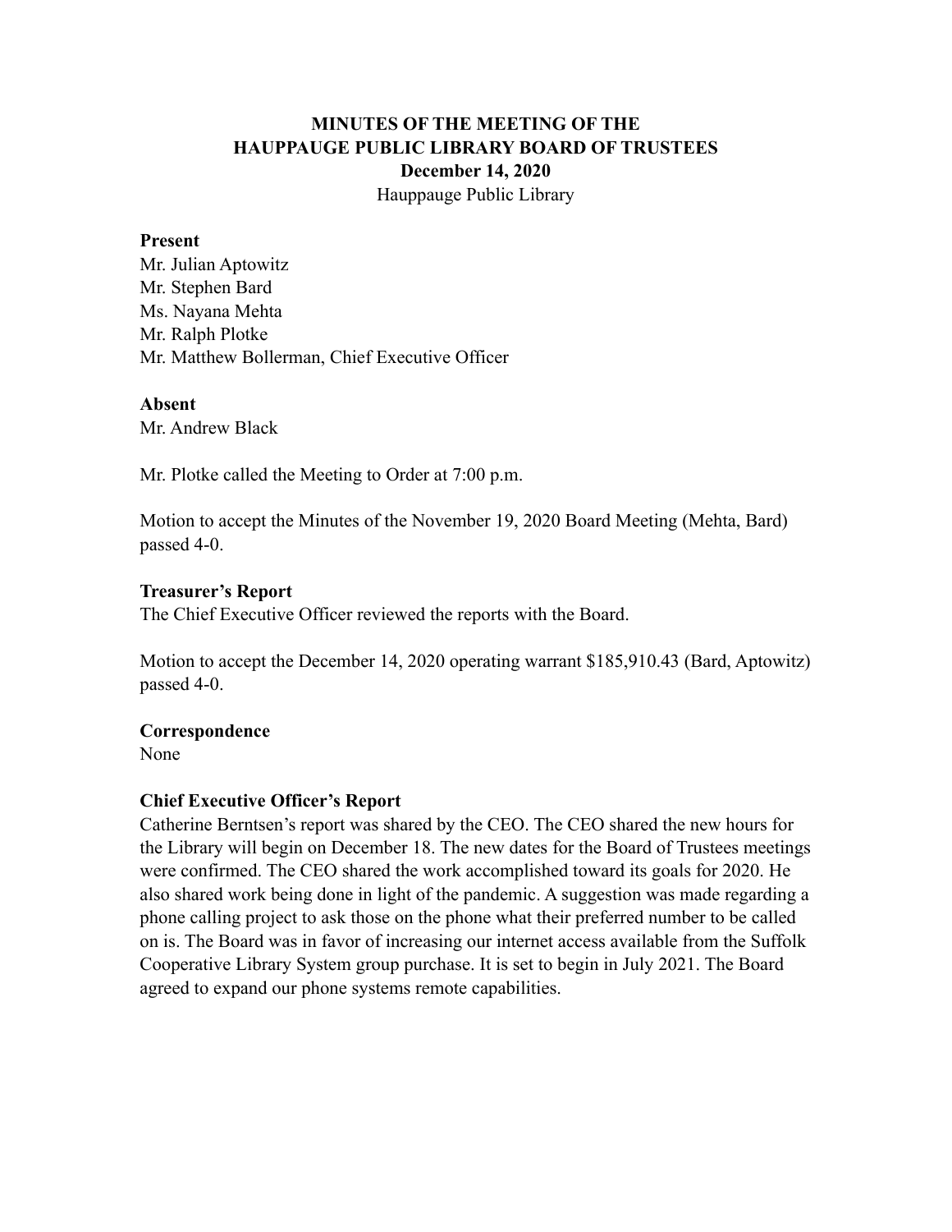# MINUTES OF THE MEETING OF THE HAUPPAUGE PUBLIC LIBRARY BOARD OF TRUSTEES

**December 14, 2020**

Hauppauge Public Library

**Present**

Mr. Julian Aptowitz
Mr. Stephen Bard
Ms. Nayana Mehta
Mr. Ralph Plotke
Mr. Matthew Bollerman, Chief Executive Officer

**Absent**

Mr. Andrew Black

Mr. Plotke called the Meeting to Order at 7:00 p.m.

Motion to accept the Minutes of the November 19, 2020 Board Meeting (Mehta, Bard) passed 4-0.

**Treasurer's Report**

The Chief Executive Officer reviewed the reports with the Board.

Motion to accept the December 14, 2020 operating warrant $185,910.43 (Bard, Aptowitz) passed 4-0.

**Correspondence**

None

**Chief Executive Officer's Report**

Catherine Berntsen's report was shared by the CEO. The CEO shared the new hours for the Library will begin on December 18. The new dates for the Board of Trustees meetings were confirmed. The CEO shared the work accomplished toward its goals for 2020. He also shared work being done in light of the pandemic. A suggestion was made regarding a phone calling project to ask those on the phone what their preferred number to be called on is. The Board was in favor of increasing our internet access available from the Suffolk Cooperative Library System group purchase. It is set to begin in July 2021. The Board agreed to expand our phone systems remote capabilities.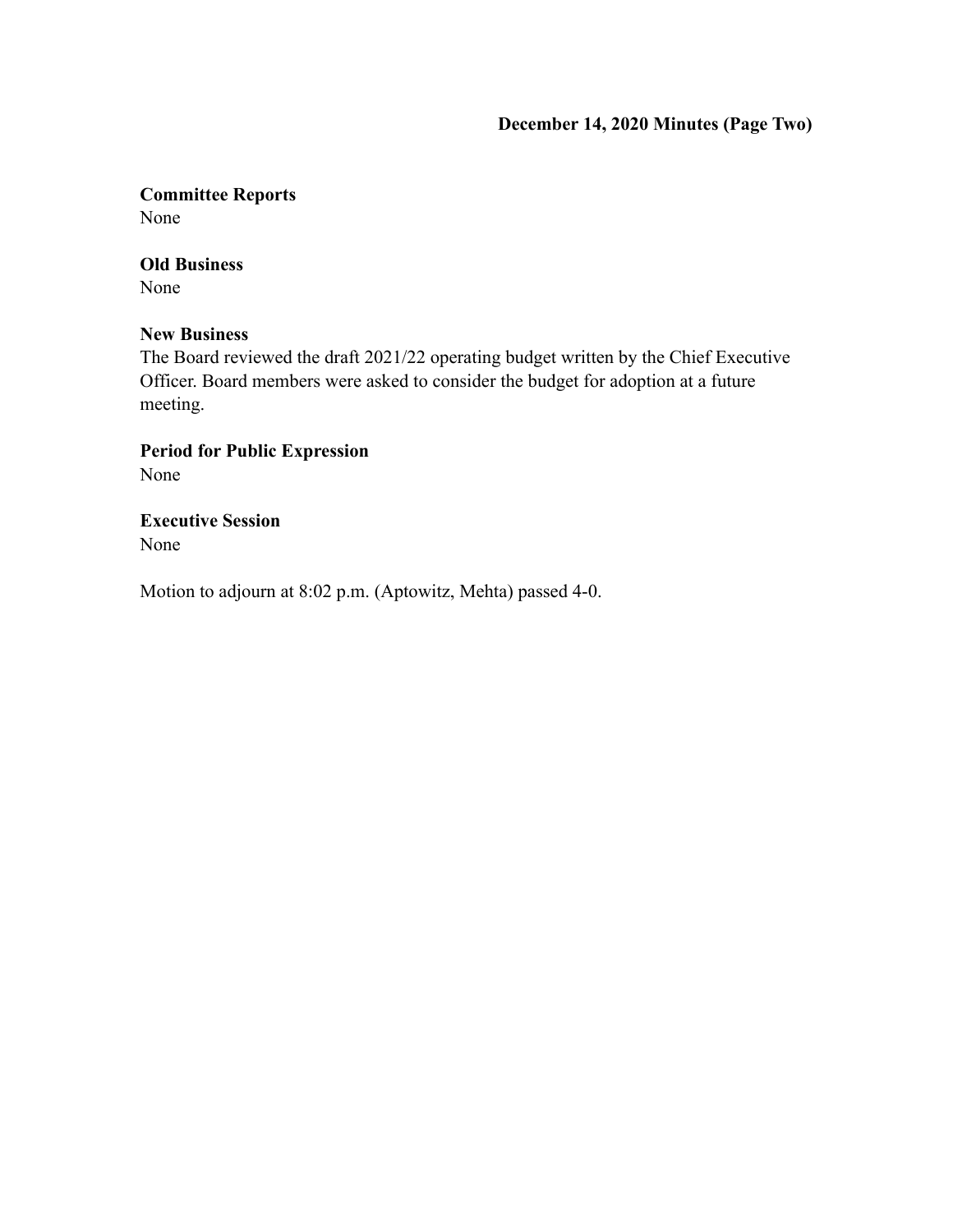**Committee Reports**
None

**Old Business**
None

**New Business**
The Board reviewed the draft 2021/22 operating budget written by the Chief Executive Officer. Board members were asked to consider the budget for adoption at a future meeting.

**Period for Public Expression**
None

**Executive Session**
None

Motion to adjourn at 8:02 p.m. (Aptowitz, Mehta) passed 4-0.